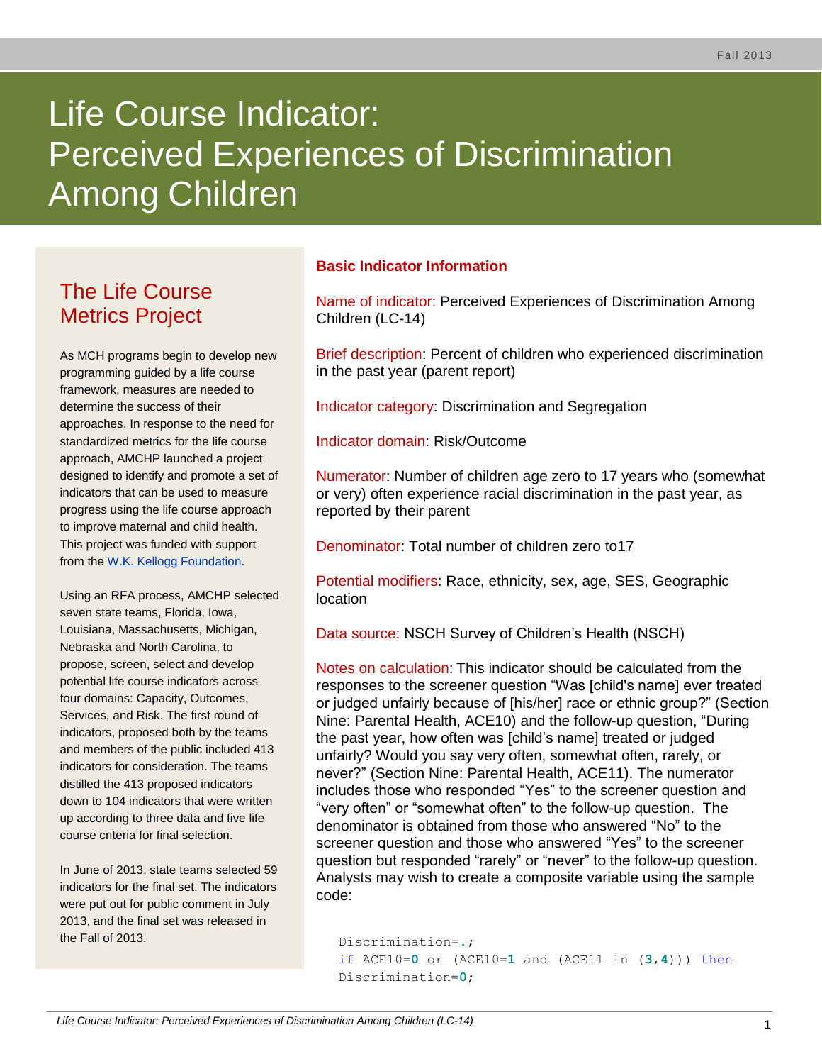# Life Course Indicator: Perceived Experiences of Discrimination Among Children

Fall 2013

## The Life Course Metrics Project

As MCH programs begin to develop new programming guided by a life course framework, measures are needed to determine the success of their approaches. In response to the need for standardized metrics for the life course approach, AMCHP launched a project designed to identify and promote a set of indicators that can be used to measure progress using the life course approach to improve maternal and child health. This project was funded with support from the W.K. Kellogg Foundation.

Using an RFA process, AMCHP selected seven state teams, Florida, Iowa, Louisiana, Massachusetts, Michigan, Nebraska and North Carolina, to propose, screen, select and develop potential life course indicators across four domains: Capacity, Outcomes, Services, and Risk. The first round of indicators, proposed both by the teams and members of the public included 413 indicators for consideration. The teams distilled the 413 proposed indicators down to 104 indicators that were written up according to three data and five life course criteria for final selection.

In June of 2013, state teams selected 59 indicators for the final set. The indicators were put out for public comment in July 2013, and the final set was released in the Fall of 2013.

## Basic Indicator Information

Name of indicator: Perceived Experiences of Discrimination Among Children (LC-14)

Brief description: Percent of children who experienced discrimination in the past year (parent report)

Indicator category: Discrimination and Segregation

Indicator domain: Risk/Outcome

Numerator: Number of children age zero to 17 years who (somewhat or very) often experience racial discrimination in the past year, as reported by their parent

Denominator: Total number of children zero to17

Potential modifiers: Race, ethnicity, sex, age, SES, Geographic location

Data source: NSCH Survey of Children's Health (NSCH)

Notes on calculation: This indicator should be calculated from the responses to the screener question "Was [child's name] ever treated or judged unfairly because of [his/her] race or ethnic group?" (Section Nine: Parental Health, ACE10) and the follow-up question, "During the past year, how often was [child's name] treated or judged unfairly? Would you say very often, somewhat often, rarely, or never?" (Section Nine: Parental Health, ACE11). The numerator includes those who responded "Yes" to the screener question and "very often" or "somewhat often" to the follow-up question. The denominator is obtained from those who answered "No" to the screener question and those who answered "Yes" to the screener question but responded "rarely" or "never" to the follow-up question. Analysts may wish to create a composite variable using the sample code:

```
Discrimination=.;
if ACE10=0 or (ACE10=1 and (ACE11 in (3,4))) then
Discrimination=0;
```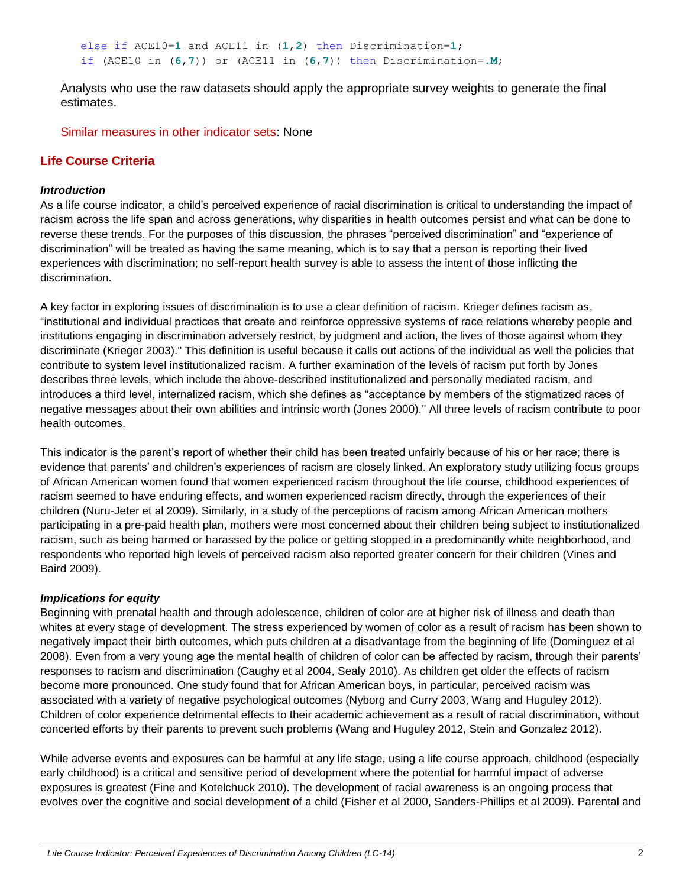```
else if ACE10=1 and ACE11 in (1,2) then Discrimination=1;
if (ACE10 in (6,7)) or (ACE11 in (6,7)) then Discrimination=.M;
```

Analysts who use the raw datasets should apply the appropriate survey weights to generate the final estimates.

Similar measures in other indicator sets: None

## Life Course Criteria

### *Introduction*

As a life course indicator, a child's perceived experience of racial discrimination is critical to understanding the impact of racism across the life span and across generations, why disparities in health outcomes persist and what can be done to reverse these trends. For the purposes of this discussion, the phrases "perceived discrimination" and "experience of discrimination" will be treated as having the same meaning, which is to say that a person is reporting their lived experiences with discrimination; no self-report health survey is able to assess the intent of those inflicting the discrimination.

A key factor in exploring issues of discrimination is to use a clear definition of racism. Krieger defines racism as, "institutional and individual practices that create and reinforce oppressive systems of race relations whereby people and institutions engaging in discrimination adversely restrict, by judgment and action, the lives of those against whom they discriminate (Krieger 2003)." This definition is useful because it calls out actions of the individual as well the policies that contribute to system level institutionalized racism. A further examination of the levels of racism put forth by Jones describes three levels, which include the above-described institutionalized and personally mediated racism, and introduces a third level, internalized racism, which she defines as "acceptance by members of the stigmatized races of negative messages about their own abilities and intrinsic worth (Jones 2000)." All three levels of racism contribute to poor health outcomes.

This indicator is the parent's report of whether their child has been treated unfairly because of his or her race; there is evidence that parents' and children's experiences of racism are closely linked. An exploratory study utilizing focus groups of African American women found that women experienced racism throughout the life course, childhood experiences of racism seemed to have enduring effects, and women experienced racism directly, through the experiences of their children (Nuru-Jeter et al 2009). Similarly, in a study of the perceptions of racism among African American mothers participating in a pre-paid health plan, mothers were most concerned about their children being subject to institutionalized racism, such as being harmed or harassed by the police or getting stopped in a predominantly white neighborhood, and respondents who reported high levels of perceived racism also reported greater concern for their children (Vines and Baird 2009).

### *Implications for equity*

Beginning with prenatal health and through adolescence, children of color are at higher risk of illness and death than whites at every stage of development. The stress experienced by women of color as a result of racism has been shown to negatively impact their birth outcomes, which puts children at a disadvantage from the beginning of life (Dominguez et al 2008). Even from a very young age the mental health of children of color can be affected by racism, through their parents' responses to racism and discrimination (Caughy et al 2004, Sealy 2010). As children get older the effects of racism become more pronounced. One study found that for African American boys, in particular, perceived racism was associated with a variety of negative psychological outcomes (Nyborg and Curry 2003, Wang and Huguley 2012). Children of color experience detrimental effects to their academic achievement as a result of racial discrimination, without concerted efforts by their parents to prevent such problems (Wang and Huguley 2012, Stein and Gonzalez 2012).

While adverse events and exposures can be harmful at any life stage, using a life course approach, childhood (especially early childhood) is a critical and sensitive period of development where the potential for harmful impact of adverse exposures is greatest (Fine and Kotelchuck 2010). The development of racial awareness is an ongoing process that evolves over the cognitive and social development of a child (Fisher et al 2000, Sanders-Phillips et al 2009). Parental and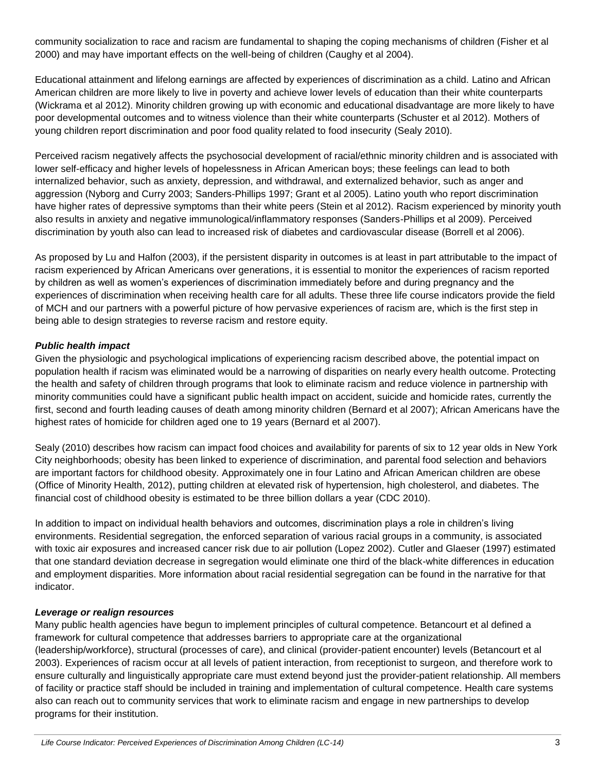community socialization to race and racism are fundamental to shaping the coping mechanisms of children (Fisher et al 2000) and may have important effects on the well-being of children (Caughy et al 2004).

Educational attainment and lifelong earnings are affected by experiences of discrimination as a child. Latino and African American children are more likely to live in poverty and achieve lower levels of education than their white counterparts (Wickrama et al 2012). Minority children growing up with economic and educational disadvantage are more likely to have poor developmental outcomes and to witness violence than their white counterparts (Schuster et al 2012). Mothers of young children report discrimination and poor food quality related to food insecurity (Sealy 2010).

Perceived racism negatively affects the psychosocial development of racial/ethnic minority children and is associated with lower self-efficacy and higher levels of hopelessness in African American boys; these feelings can lead to both internalized behavior, such as anxiety, depression, and withdrawal, and externalized behavior, such as anger and aggression (Nyborg and Curry 2003; Sanders-Phillips 1997; Grant et al 2005). Latino youth who report discrimination have higher rates of depressive symptoms than their white peers (Stein et al 2012). Racism experienced by minority youth also results in anxiety and negative immunological/inflammatory responses (Sanders-Phillips et al 2009). Perceived discrimination by youth also can lead to increased risk of diabetes and cardiovascular disease (Borrell et al 2006).

As proposed by Lu and Halfon (2003), if the persistent disparity in outcomes is at least in part attributable to the impact of racism experienced by African Americans over generations, it is essential to monitor the experiences of racism reported by children as well as women's experiences of discrimination immediately before and during pregnancy and the experiences of discrimination when receiving health care for all adults. These three life course indicators provide the field of MCH and our partners with a powerful picture of how pervasive experiences of racism are, which is the first step in being able to design strategies to reverse racism and restore equity.

***Public health impact***

Given the physiologic and psychological implications of experiencing racism described above, the potential impact on population health if racism was eliminated would be a narrowing of disparities on nearly every health outcome. Protecting the health and safety of children through programs that look to eliminate racism and reduce violence in partnership with minority communities could have a significant public health impact on accident, suicide and homicide rates, currently the first, second and fourth leading causes of death among minority children (Bernard et al 2007); African Americans have the highest rates of homicide for children aged one to 19 years (Bernard et al 2007).

Sealy (2010) describes how racism can impact food choices and availability for parents of six to 12 year olds in New York City neighborhoods; obesity has been linked to experience of discrimination, and parental food selection and behaviors are important factors for childhood obesity. Approximately one in four Latino and African American children are obese (Office of Minority Health, 2012), putting children at elevated risk of hypertension, high cholesterol, and diabetes. The financial cost of childhood obesity is estimated to be three billion dollars a year (CDC 2010).

In addition to impact on individual health behaviors and outcomes, discrimination plays a role in children's living environments. Residential segregation, the enforced separation of various racial groups in a community, is associated with toxic air exposures and increased cancer risk due to air pollution (Lopez 2002). Cutler and Glaeser (1997) estimated that one standard deviation decrease in segregation would eliminate one third of the black-white differences in education and employment disparities. More information about racial residential segregation can be found in the narrative for that indicator.

***Leverage or realign resources***

Many public health agencies have begun to implement principles of cultural competence. Betancourt et al defined a framework for cultural competence that addresses barriers to appropriate care at the organizational (leadership/workforce), structural (processes of care), and clinical (provider-patient encounter) levels (Betancourt et al 2003). Experiences of racism occur at all levels of patient interaction, from receptionist to surgeon, and therefore work to ensure culturally and linguistically appropriate care must extend beyond just the provider-patient relationship. All members of facility or practice staff should be included in training and implementation of cultural competence. Health care systems also can reach out to community services that work to eliminate racism and engage in new partnerships to develop programs for their institution.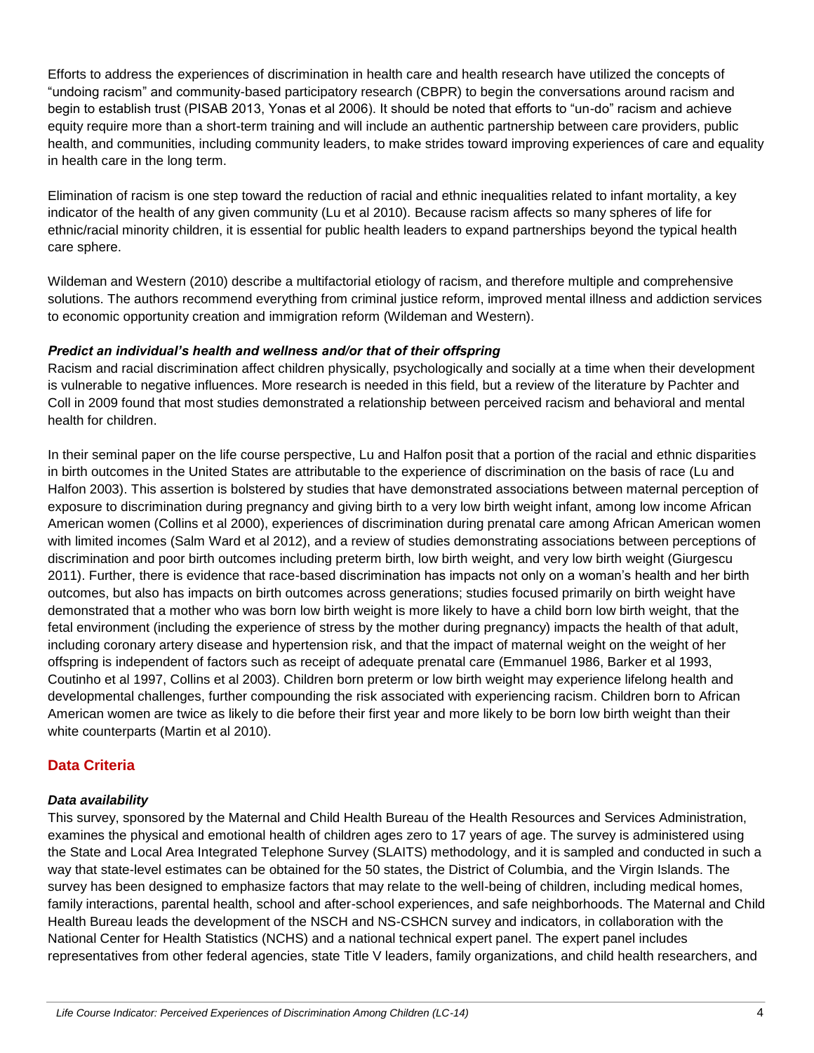Efforts to address the experiences of discrimination in health care and health research have utilized the concepts of "undoing racism" and community-based participatory research (CBPR) to begin the conversations around racism and begin to establish trust (PISAB 2013, Yonas et al 2006). It should be noted that efforts to "un-do" racism and achieve equity require more than a short-term training and will include an authentic partnership between care providers, public health, and communities, including community leaders, to make strides toward improving experiences of care and equality in health care in the long term.

Elimination of racism is one step toward the reduction of racial and ethnic inequalities related to infant mortality, a key indicator of the health of any given community (Lu et al 2010). Because racism affects so many spheres of life for ethnic/racial minority children, it is essential for public health leaders to expand partnerships beyond the typical health care sphere.

Wildeman and Western (2010) describe a multifactorial etiology of racism, and therefore multiple and comprehensive solutions. The authors recommend everything from criminal justice reform, improved mental illness and addiction services to economic opportunity creation and immigration reform (Wildeman and Western).

***Predict an individual's health and wellness and/or that of their offspring***

Racism and racial discrimination affect children physically, psychologically and socially at a time when their development is vulnerable to negative influences. More research is needed in this field, but a review of the literature by Pachter and Coll in 2009 found that most studies demonstrated a relationship between perceived racism and behavioral and mental health for children.

In their seminal paper on the life course perspective, Lu and Halfon posit that a portion of the racial and ethnic disparities in birth outcomes in the United States are attributable to the experience of discrimination on the basis of race (Lu and Halfon 2003). This assertion is bolstered by studies that have demonstrated associations between maternal perception of exposure to discrimination during pregnancy and giving birth to a very low birth weight infant, among low income African American women (Collins et al 2000), experiences of discrimination during prenatal care among African American women with limited incomes (Salm Ward et al 2012), and a review of studies demonstrating associations between perceptions of discrimination and poor birth outcomes including preterm birth, low birth weight, and very low birth weight (Giurgescu 2011). Further, there is evidence that race-based discrimination has impacts not only on a woman's health and her birth outcomes, but also has impacts on birth outcomes across generations; studies focused primarily on birth weight have demonstrated that a mother who was born low birth weight is more likely to have a child born low birth weight, that the fetal environment (including the experience of stress by the mother during pregnancy) impacts the health of that adult, including coronary artery disease and hypertension risk, and that the impact of maternal weight on the weight of her offspring is independent of factors such as receipt of adequate prenatal care (Emmanuel 1986, Barker et al 1993, Coutinho et al 1997, Collins et al 2003). Children born preterm or low birth weight may experience lifelong health and developmental challenges, further compounding the risk associated with experiencing racism. Children born to African American women are twice as likely to die before their first year and more likely to be born low birth weight than their white counterparts (Martin et al 2010).

## Data Criteria

***Data availability***

This survey, sponsored by the Maternal and Child Health Bureau of the Health Resources and Services Administration, examines the physical and emotional health of children ages zero to 17 years of age. The survey is administered using the State and Local Area Integrated Telephone Survey (SLAITS) methodology, and it is sampled and conducted in such a way that state-level estimates can be obtained for the 50 states, the District of Columbia, and the Virgin Islands. The survey has been designed to emphasize factors that may relate to the well-being of children, including medical homes, family interactions, parental health, school and after-school experiences, and safe neighborhoods. The Maternal and Child Health Bureau leads the development of the NSCH and NS-CSHCN survey and indicators, in collaboration with the National Center for Health Statistics (NCHS) and a national technical expert panel. The expert panel includes representatives from other federal agencies, state Title V leaders, family organizations, and child health researchers, and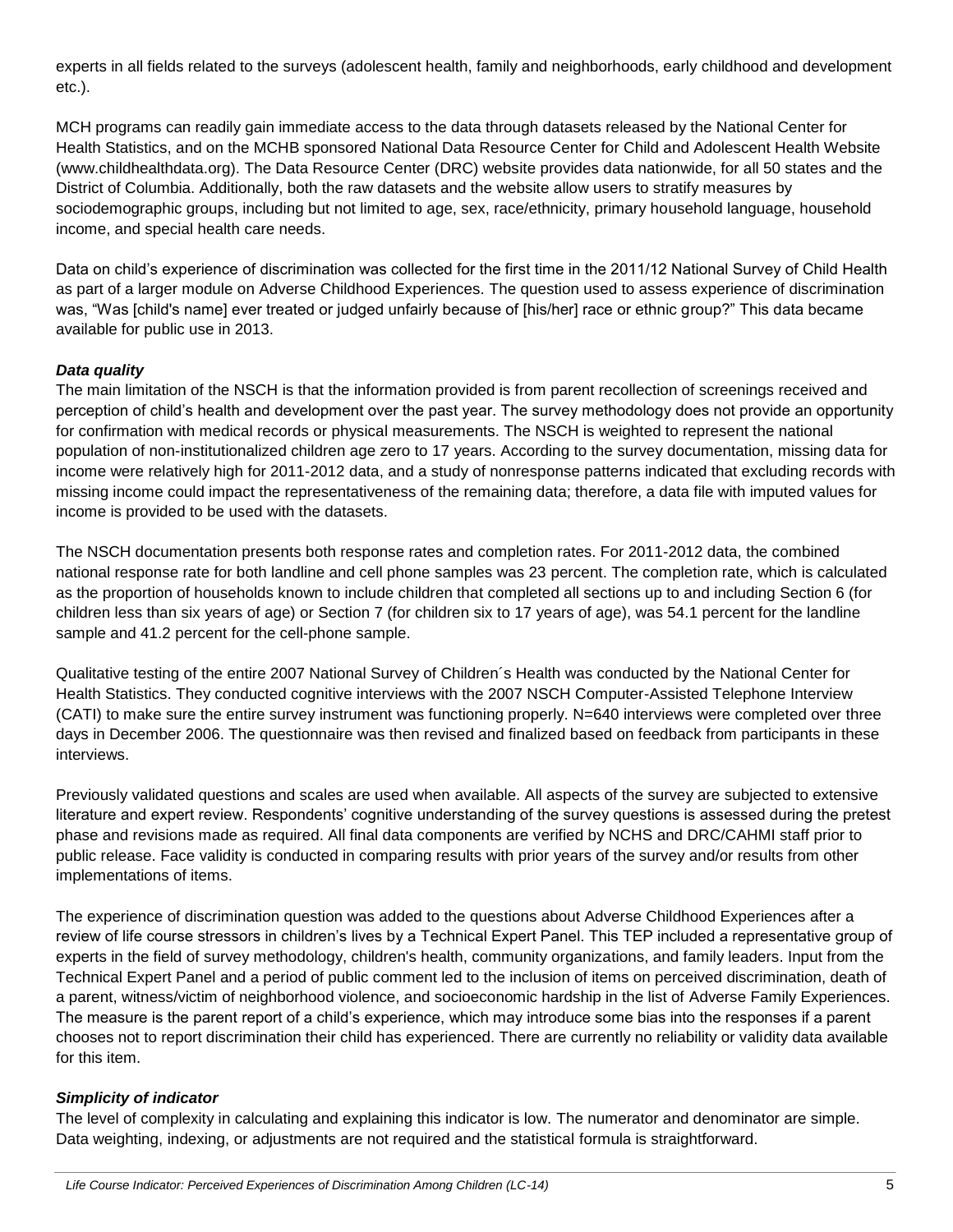experts in all fields related to the surveys (adolescent health, family and neighborhoods, early childhood and development etc.).

MCH programs can readily gain immediate access to the data through datasets released by the National Center for Health Statistics, and on the MCHB sponsored National Data Resource Center for Child and Adolescent Health Website (www.childhealthdata.org). The Data Resource Center (DRC) website provides data nationwide, for all 50 states and the District of Columbia. Additionally, both the raw datasets and the website allow users to stratify measures by sociodemographic groups, including but not limited to age, sex, race/ethnicity, primary household language, household income, and special health care needs.

Data on child's experience of discrimination was collected for the first time in the 2011/12 National Survey of Child Health as part of a larger module on Adverse Childhood Experiences. The question used to assess experience of discrimination was, "Was [child's name] ever treated or judged unfairly because of [his/her] race or ethnic group?" This data became available for public use in 2013.

### *Data quality*

The main limitation of the NSCH is that the information provided is from parent recollection of screenings received and perception of child's health and development over the past year. The survey methodology does not provide an opportunity for confirmation with medical records or physical measurements. The NSCH is weighted to represent the national population of non-institutionalized children age zero to 17 years. According to the survey documentation, missing data for income were relatively high for 2011-2012 data, and a study of nonresponse patterns indicated that excluding records with missing income could impact the representativeness of the remaining data; therefore, a data file with imputed values for income is provided to be used with the datasets.

The NSCH documentation presents both response rates and completion rates. For 2011-2012 data, the combined national response rate for both landline and cell phone samples was 23 percent. The completion rate, which is calculated as the proportion of households known to include children that completed all sections up to and including Section 6 (for children less than six years of age) or Section 7 (for children six to 17 years of age), was 54.1 percent for the landline sample and 41.2 percent for the cell-phone sample.

Qualitative testing of the entire 2007 National Survey of Children´s Health was conducted by the National Center for Health Statistics. They conducted cognitive interviews with the 2007 NSCH Computer-Assisted Telephone Interview (CATI) to make sure the entire survey instrument was functioning properly. N=640 interviews were completed over three days in December 2006. The questionnaire was then revised and finalized based on feedback from participants in these interviews.

Previously validated questions and scales are used when available. All aspects of the survey are subjected to extensive literature and expert review. Respondents' cognitive understanding of the survey questions is assessed during the pretest phase and revisions made as required. All final data components are verified by NCHS and DRC/CAHMI staff prior to public release. Face validity is conducted in comparing results with prior years of the survey and/or results from other implementations of items.

The experience of discrimination question was added to the questions about Adverse Childhood Experiences after a review of life course stressors in children's lives by a Technical Expert Panel. This TEP included a representative group of experts in the field of survey methodology, children's health, community organizations, and family leaders. Input from the Technical Expert Panel and a period of public comment led to the inclusion of items on perceived discrimination, death of a parent, witness/victim of neighborhood violence, and socioeconomic hardship in the list of Adverse Family Experiences. The measure is the parent report of a child's experience, which may introduce some bias into the responses if a parent chooses not to report discrimination their child has experienced. There are currently no reliability or validity data available for this item.

### *Simplicity of indicator*

The level of complexity in calculating and explaining this indicator is low. The numerator and denominator are simple. Data weighting, indexing, or adjustments are not required and the statistical formula is straightforward.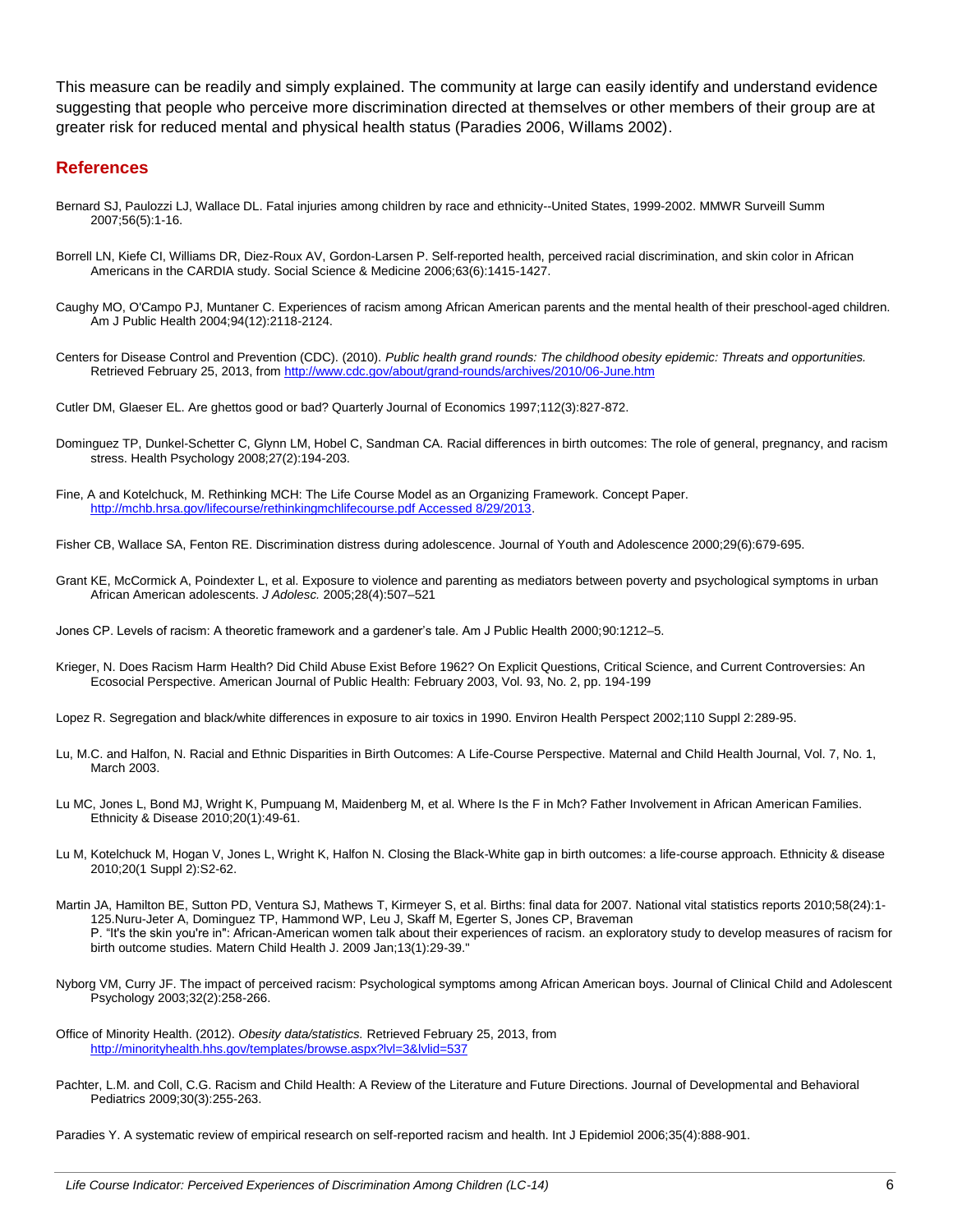This measure can be readily and simply explained. The community at large can easily identify and understand evidence suggesting that people who perceive more discrimination directed at themselves or other members of their group are at greater risk for reduced mental and physical health status (Paradies 2006, Willams 2002).

## References

Bernard SJ, Paulozzi LJ, Wallace DL. Fatal injuries among children by race and ethnicity--United States, 1999-2002. MMWR Surveill Summ 2007;56(5):1-16.

Borrell LN, Kiefe CI, Williams DR, Diez-Roux AV, Gordon-Larsen P. Self-reported health, perceived racial discrimination, and skin color in African Americans in the CARDIA study. Social Science & Medicine 2006;63(6):1415-1427.

Caughy MO, O'Campo PJ, Muntaner C. Experiences of racism among African American parents and the mental health of their preschool-aged children. Am J Public Health 2004;94(12):2118-2124.

Centers for Disease Control and Prevention (CDC). (2010). *Public health grand rounds: The childhood obesity epidemic: Threats and opportunities.* Retrieved February 25, 2013, from http://www.cdc.gov/about/grand-rounds/archives/2010/06-June.htm

Cutler DM, Glaeser EL. Are ghettos good or bad? Quarterly Journal of Economics 1997;112(3):827-872.

Dominguez TP, Dunkel-Schetter C, Glynn LM, Hobel C, Sandman CA. Racial differences in birth outcomes: The role of general, pregnancy, and racism stress. Health Psychology 2008;27(2):194-203.

Fine, A and Kotelchuck, M. Rethinking MCH: The Life Course Model as an Organizing Framework. Concept Paper. http://mchb.hrsa.gov/lifecourse/rethinkingmchlifecourse.pdf Accessed 8/29/2013.

Fisher CB, Wallace SA, Fenton RE. Discrimination distress during adolescence. Journal of Youth and Adolescence 2000;29(6):679-695.

Grant KE, McCormick A, Poindexter L, et al. Exposure to violence and parenting as mediators between poverty and psychological symptoms in urban African American adolescents. *J Adolesc.* 2005;28(4):507–521

Jones CP. Levels of racism: A theoretic framework and a gardener's tale. Am J Public Health 2000;90:1212–5.

Krieger, N. Does Racism Harm Health? Did Child Abuse Exist Before 1962? On Explicit Questions, Critical Science, and Current Controversies: An Ecosocial Perspective. American Journal of Public Health: February 2003, Vol. 93, No. 2, pp. 194-199

Lopez R. Segregation and black/white differences in exposure to air toxics in 1990. Environ Health Perspect 2002;110 Suppl 2:289-95.

Lu, M.C. and Halfon, N. Racial and Ethnic Disparities in Birth Outcomes: A Life-Course Perspective. Maternal and Child Health Journal, Vol. 7, No. 1, March 2003.

Lu MC, Jones L, Bond MJ, Wright K, Pumpuang M, Maidenberg M, et al. Where Is the F in Mch? Father Involvement in African American Families. Ethnicity & Disease 2010;20(1):49-61.

Lu M, Kotelchuck M, Hogan V, Jones L, Wright K, Halfon N. Closing the Black-White gap in birth outcomes: a life-course approach. Ethnicity & disease 2010;20(1 Suppl 2):S2-62.

Martin JA, Hamilton BE, Sutton PD, Ventura SJ, Mathews T, Kirmeyer S, et al. Births: final data for 2007. National vital statistics reports 2010;58(24):1-125.Nuru-Jeter A, Dominguez TP, Hammond WP, Leu J, Skaff M, Egerter S, Jones CP, Braveman P. "It's the skin you're in": African-American women talk about their experiences of racism. an exploratory study to develop measures of racism for birth outcome studies. Matern Child Health J. 2009 Jan;13(1):29-39."

Nyborg VM, Curry JF. The impact of perceived racism: Psychological symptoms among African American boys. Journal of Clinical Child and Adolescent Psychology 2003;32(2):258-266.

Office of Minority Health. (2012). *Obesity data/statistics.* Retrieved February 25, 2013, from http://minorityhealth.hhs.gov/templates/browse.aspx?lvl=3&lvlid=537

Pachter, L.M. and Coll, C.G. Racism and Child Health: A Review of the Literature and Future Directions. Journal of Developmental and Behavioral Pediatrics 2009;30(3):255-263.

Paradies Y. A systematic review of empirical research on self-reported racism and health. Int J Epidemiol 2006;35(4):888-901.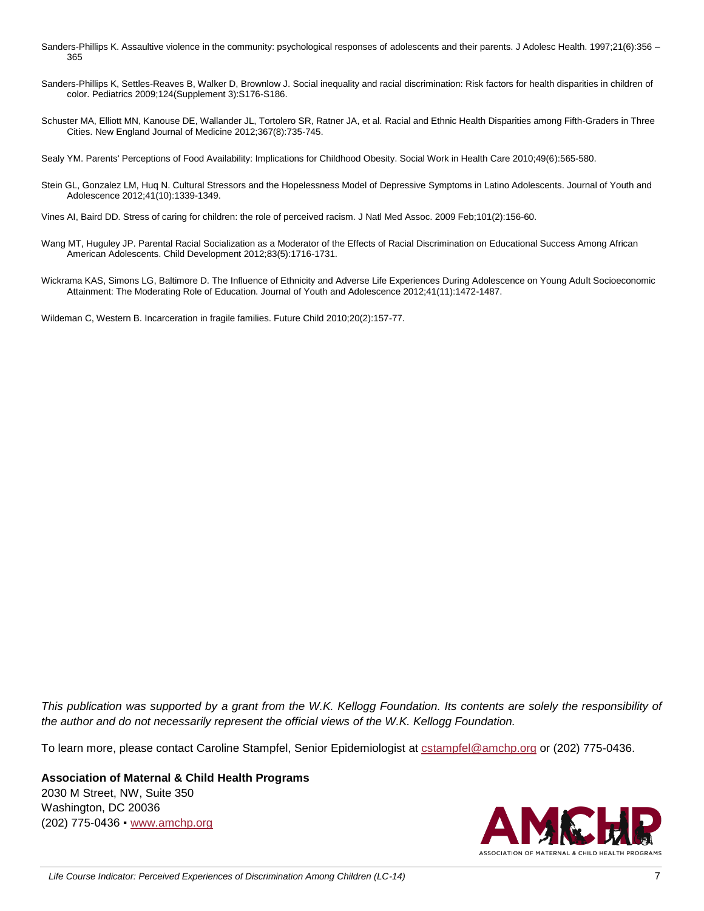Sanders-Phillips K. Assaultive violence in the community: psychological responses of adolescents and their parents. J Adolesc Health. 1997;21(6):356 – 365

Sanders-Phillips K, Settles-Reaves B, Walker D, Brownlow J. Social inequality and racial discrimination: Risk factors for health disparities in children of color. Pediatrics 2009;124(Supplement 3):S176-S186.

Schuster MA, Elliott MN, Kanouse DE, Wallander JL, Tortolero SR, Ratner JA, et al. Racial and Ethnic Health Disparities among Fifth-Graders in Three Cities. New England Journal of Medicine 2012;367(8):735-745.

Sealy YM. Parents' Perceptions of Food Availability: Implications for Childhood Obesity. Social Work in Health Care 2010;49(6):565-580.

Stein GL, Gonzalez LM, Huq N. Cultural Stressors and the Hopelessness Model of Depressive Symptoms in Latino Adolescents. Journal of Youth and Adolescence 2012;41(10):1339-1349.

Vines AI, Baird DD. Stress of caring for children: the role of perceived racism. J Natl Med Assoc. 2009 Feb;101(2):156-60.

Wang MT, Huguley JP. Parental Racial Socialization as a Moderator of the Effects of Racial Discrimination on Educational Success Among African American Adolescents. Child Development 2012;83(5):1716-1731.

Wickrama KAS, Simons LG, Baltimore D. The Influence of Ethnicity and Adverse Life Experiences During Adolescence on Young Adult Socioeconomic Attainment: The Moderating Role of Education. Journal of Youth and Adolescence 2012;41(11):1472-1487.

Wildeman C, Western B. Incarceration in fragile families. Future Child 2010;20(2):157-77.

*This publication was supported by a grant from the W.K. Kellogg Foundation. Its contents are solely the responsibility of the author and do not necessarily represent the official views of the W.K. Kellogg Foundation.*

To learn more, please contact Caroline Stampfel, Senior Epidemiologist at cstampfel@amchp.org or (202) 775-0436.

**Association of Maternal & Child Health Programs**
2030 M Street, NW, Suite 350
Washington, DC 20036
(202) 775-0436 ▪ www.amchp.org

AMCHP
ASSOCIATION OF MATERNAL & CHILD HEALTH PROGRAMS